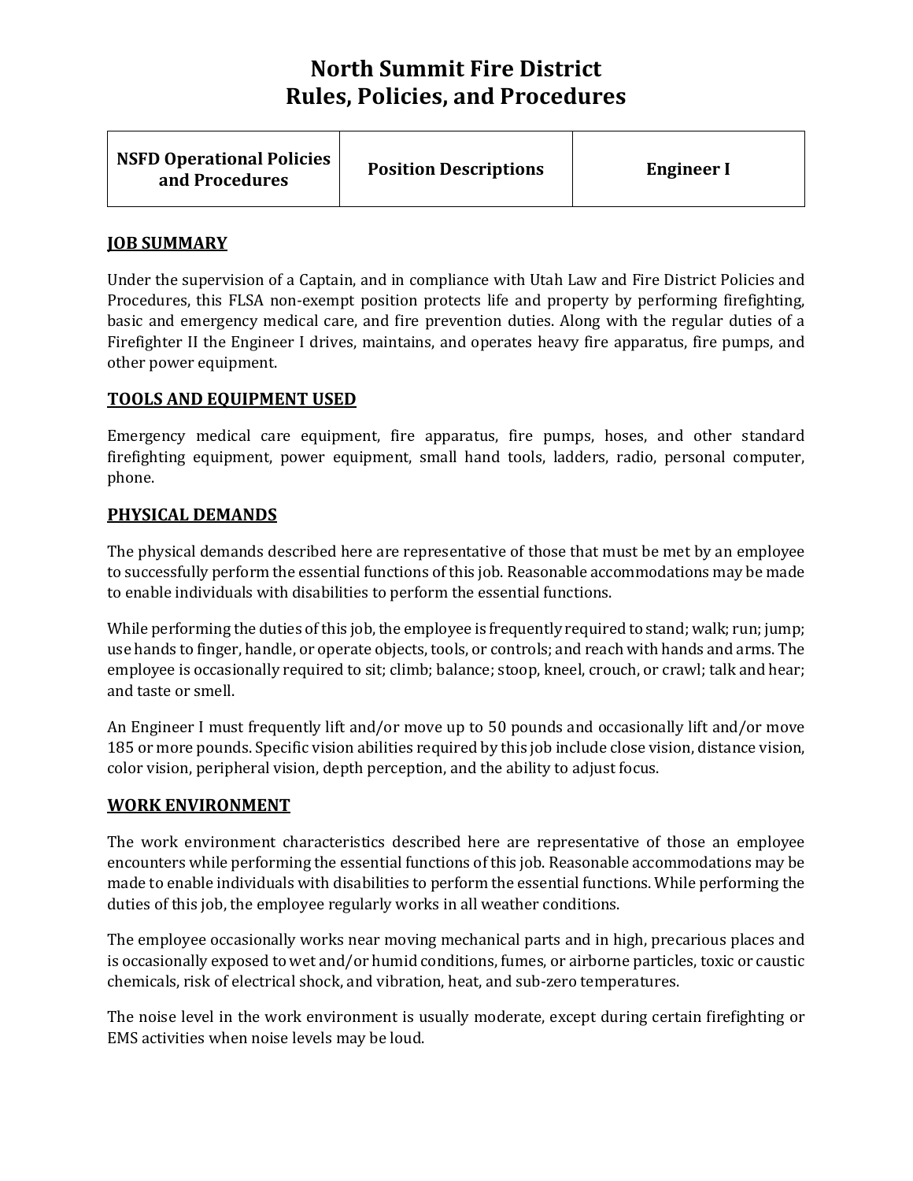# North Summit Fire District
# Rules, Policies, and Procedures

| NSFD Operational Policies and Procedures | Position Descriptions | Engineer I |
|---|---|---|

## JOB SUMMARY

Under the supervision of a Captain, and in compliance with Utah Law and Fire District Policies and Procedures, this FLSA non-exempt position protects life and property by performing firefighting, basic and emergency medical care, and fire prevention duties. Along with the regular duties of a Firefighter II the Engineer I drives, maintains, and operates heavy fire apparatus, fire pumps, and other power equipment.

## TOOLS AND EQUIPMENT USED

Emergency medical care equipment, fire apparatus, fire pumps, hoses, and other standard firefighting equipment, power equipment, small hand tools, ladders, radio, personal computer, phone.

## PHYSICAL DEMANDS

The physical demands described here are representative of those that must be met by an employee to successfully perform the essential functions of this job. Reasonable accommodations may be made to enable individuals with disabilities to perform the essential functions.

While performing the duties of this job, the employee is frequently required to stand; walk; run; jump; use hands to finger, handle, or operate objects, tools, or controls; and reach with hands and arms. The employee is occasionally required to sit; climb; balance; stoop, kneel, crouch, or crawl; talk and hear; and taste or smell.

An Engineer I must frequently lift and/or move up to 50 pounds and occasionally lift and/or move 185 or more pounds. Specific vision abilities required by this job include close vision, distance vision, color vision, peripheral vision, depth perception, and the ability to adjust focus.

## WORK ENVIRONMENT

The work environment characteristics described here are representative of those an employee encounters while performing the essential functions of this job. Reasonable accommodations may be made to enable individuals with disabilities to perform the essential functions. While performing the duties of this job, the employee regularly works in all weather conditions.

The employee occasionally works near moving mechanical parts and in high, precarious places and is occasionally exposed to wet and/or humid conditions, fumes, or airborne particles, toxic or caustic chemicals, risk of electrical shock, and vibration, heat, and sub-zero temperatures.

The noise level in the work environment is usually moderate, except during certain firefighting or EMS activities when noise levels may be loud.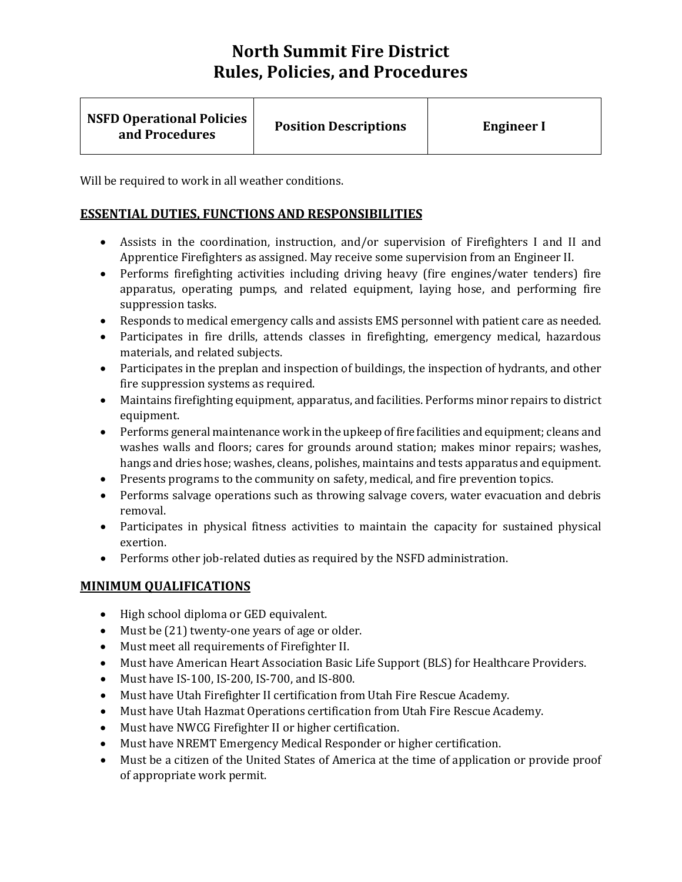# North Summit Fire District
# Rules, Policies, and Procedures

| NSFD Operational Policies and Procedures | Position Descriptions | Engineer I |
| --- | --- | --- |

Will be required to work in all weather conditions.

## ESSENTIAL DUTIES, FUNCTIONS AND RESPONSIBILITIES

- Assists in the coordination, instruction, and/or supervision of Firefighters I and II and Apprentice Firefighters as assigned. May receive some supervision from an Engineer II.
- Performs firefighting activities including driving heavy (fire engines/water tenders) fire apparatus, operating pumps, and related equipment, laying hose, and performing fire suppression tasks.
- Responds to medical emergency calls and assists EMS personnel with patient care as needed.
- Participates in fire drills, attends classes in firefighting, emergency medical, hazardous materials, and related subjects.
- Participates in the preplan and inspection of buildings, the inspection of hydrants, and other fire suppression systems as required.
- Maintains firefighting equipment, apparatus, and facilities. Performs minor repairs to district equipment.
- Performs general maintenance work in the upkeep of fire facilities and equipment; cleans and washes walls and floors; cares for grounds around station; makes minor repairs; washes, hangs and dries hose; washes, cleans, polishes, maintains and tests apparatus and equipment.
- Presents programs to the community on safety, medical, and fire prevention topics.
- Performs salvage operations such as throwing salvage covers, water evacuation and debris removal.
- Participates in physical fitness activities to maintain the capacity for sustained physical exertion.
- Performs other job-related duties as required by the NSFD administration.

## MINIMUM QUALIFICATIONS

- High school diploma or GED equivalent.
- Must be (21) twenty-one years of age or older.
- Must meet all requirements of Firefighter II.
- Must have American Heart Association Basic Life Support (BLS) for Healthcare Providers.
- Must have IS-100, IS-200, IS-700, and IS-800.
- Must have Utah Firefighter II certification from Utah Fire Rescue Academy.
- Must have Utah Hazmat Operations certification from Utah Fire Rescue Academy.
- Must have NWCG Firefighter II or higher certification.
- Must have NREMT Emergency Medical Responder or higher certification.
- Must be a citizen of the United States of America at the time of application or provide proof of appropriate work permit.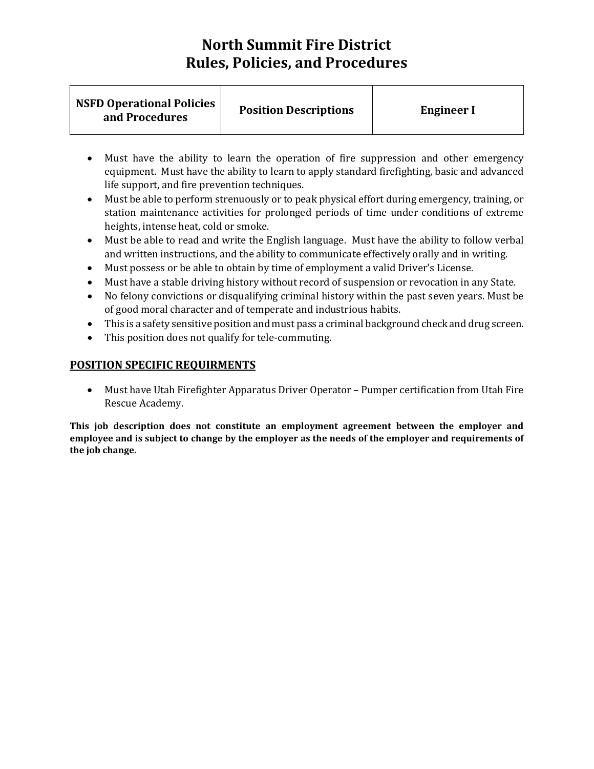# North Summit Fire District
# Rules, Policies, and Procedures

| NSFD Operational Policies and Procedures | Position Descriptions | Engineer I |
|---|---|---|

- Must have the ability to learn the operation of fire suppression and other emergency equipment. Must have the ability to learn to apply standard firefighting, basic and advanced life support, and fire prevention techniques.
- Must be able to perform strenuously or to peak physical effort during emergency, training, or station maintenance activities for prolonged periods of time under conditions of extreme heights, intense heat, cold or smoke.
- Must be able to read and write the English language. Must have the ability to follow verbal and written instructions, and the ability to communicate effectively orally and in writing.
- Must possess or be able to obtain by time of employment a valid Driver's License.
- Must have a stable driving history without record of suspension or revocation in any State.
- No felony convictions or disqualifying criminal history within the past seven years. Must be of good moral character and of temperate and industrious habits.
- This is a safety sensitive position and must pass a criminal background check and drug screen.
- This position does not qualify for tele-commuting.

## POSITION SPECIFIC REQUIRMENTS

- Must have Utah Firefighter Apparatus Driver Operator – Pumper certification from Utah Fire Rescue Academy.

**This job description does not constitute an employment agreement between the employer and employee and is subject to change by the employer as the needs of the employer and requirements of the job change.**